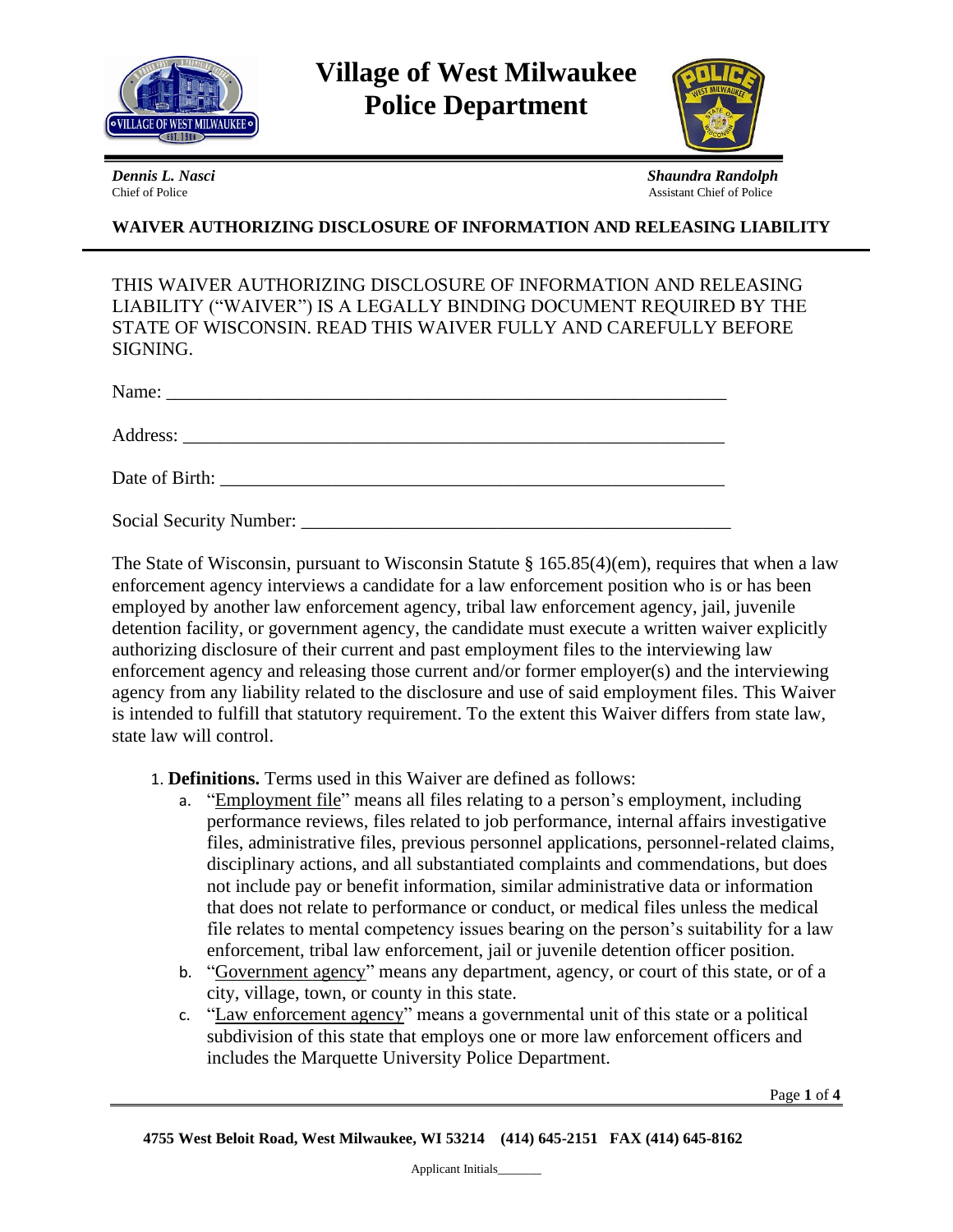# Village of West Milwaukee Police Department

***Dennis L. Nasci***
Chief of Police

***Shaundra Randolph***
Assistant Chief of Police

**WAIVER AUTHORIZING DISCLOSURE OF INFORMATION AND RELEASING LIABILITY**

THIS WAIVER AUTHORIZING DISCLOSURE OF INFORMATION AND RELEASING LIABILITY ("WAIVER") IS A LEGALLY BINDING DOCUMENT REQUIRED BY THE STATE OF WISCONSIN. READ THIS WAIVER FULLY AND CAREFULLY BEFORE SIGNING.

Name: ____________________________________________________________

Address: __________________________________________________________

Date of Birth: ______________________________________________________

Social Security Number: _____________________________________________

The State of Wisconsin, pursuant to Wisconsin Statute § 165.85(4)(em), requires that when a law enforcement agency interviews a candidate for a law enforcement position who is or has been employed by another law enforcement agency, tribal law enforcement agency, jail, juvenile detention facility, or government agency, the candidate must execute a written waiver explicitly authorizing disclosure of their current and past employment files to the interviewing law enforcement agency and releasing those current and/or former employer(s) and the interviewing agency from any liability related to the disclosure and use of said employment files. This Waiver is intended to fulfill that statutory requirement. To the extent this Waiver differs from state law, state law will control.

1. **Definitions.** Terms used in this Waiver are defined as follows:
   a. "Employment file" means all files relating to a person's employment, including performance reviews, files related to job performance, internal affairs investigative files, administrative files, previous personnel applications, personnel-related claims, disciplinary actions, and all substantiated complaints and commendations, but does not include pay or benefit information, similar administrative data or information that does not relate to performance or conduct, or medical files unless the medical file relates to mental competency issues bearing on the person's suitability for a law enforcement, tribal law enforcement, jail or juvenile detention officer position.
   b. "Government agency" means any department, agency, or court of this state, or of a city, village, town, or county in this state.
   c. "Law enforcement agency" means a governmental unit of this state or a political subdivision of this state that employs one or more law enforcement officers and includes the Marquette University Police Department.

**4755 West Beloit Road, West Milwaukee, WI 53214 (414) 645-2151 FAX (414) 645-8162**

Applicant Initials_______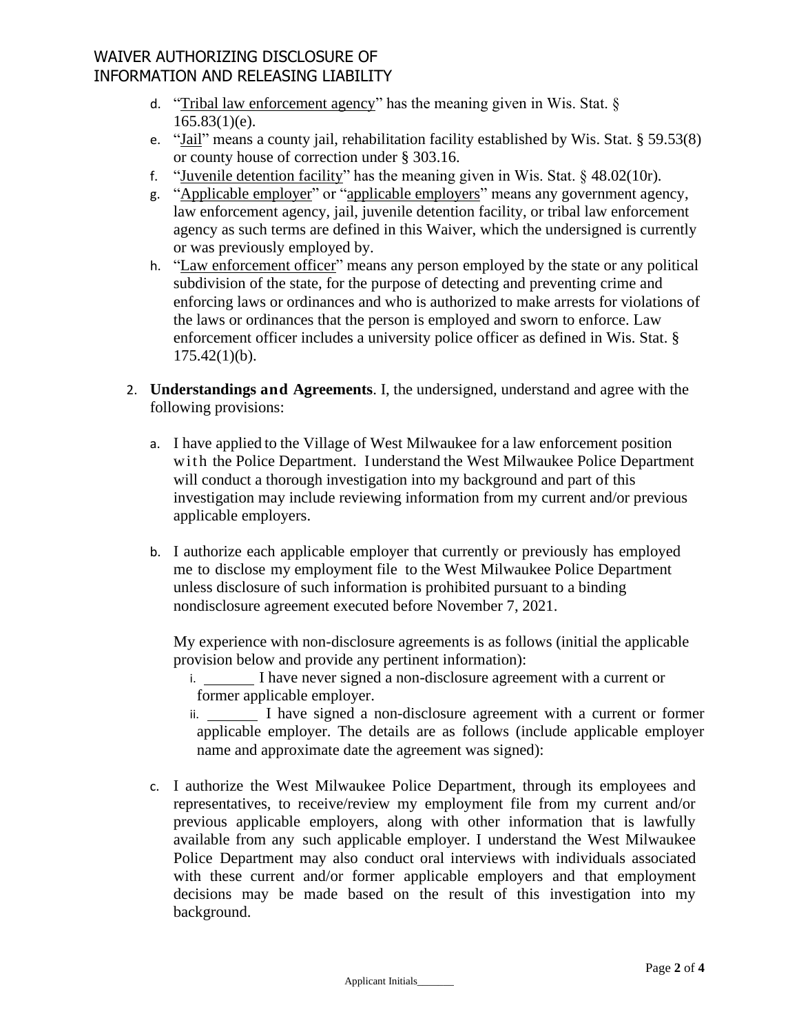- d. "Tribal law enforcement agency" has the meaning given in Wis. Stat. § 165.83(1)(e).
- e. "Jail" means a county jail, rehabilitation facility established by Wis. Stat. § 59.53(8) or county house of correction under § 303.16.
- f. "Juvenile detention facility" has the meaning given in Wis. Stat. § 48.02(10r).
- g. "Applicable employer" or "applicable employers" means any government agency, law enforcement agency, jail, juvenile detention facility, or tribal law enforcement agency as such terms are defined in this Waiver, which the undersigned is currently or was previously employed by.
- h. "Law enforcement officer" means any person employed by the state or any political subdivision of the state, for the purpose of detecting and preventing crime and enforcing laws or ordinances and who is authorized to make arrests for violations of the laws or ordinances that the person is employed and sworn to enforce. Law enforcement officer includes a university police officer as defined in Wis. Stat. § 175.42(1)(b).

2. **Understandings and Agreements**. I, the undersigned, understand and agree with the following provisions:

   a. I have applied to the Village of West Milwaukee for a law enforcement position with the Police Department. I understand the West Milwaukee Police Department will conduct a thorough investigation into my background and part of this investigation may include reviewing information from my current and/or previous applicable employers.

   b. I authorize each applicable employer that currently or previously has employed me to disclose my employment file to the West Milwaukee Police Department unless disclosure of such information is prohibited pursuant to a binding nondisclosure agreement executed before November 7, 2021.

      My experience with non-disclosure agreements is as follows (initial the applicable provision below and provide any pertinent information):

      i. _______ I have never signed a non-disclosure agreement with a current or former applicable employer.

      ii. _______ I have signed a non-disclosure agreement with a current or former applicable employer. The details are as follows (include applicable employer name and approximate date the agreement was signed):

   c. I authorize the West Milwaukee Police Department, through its employees and representatives, to receive/review my employment file from my current and/or previous applicable employers, along with other information that is lawfully available from any such applicable employer. I understand the West Milwaukee Police Department may also conduct oral interviews with individuals associated with these current and/or former applicable employers and that employment decisions may be made based on the result of this investigation into my background.

Applicant Initials_______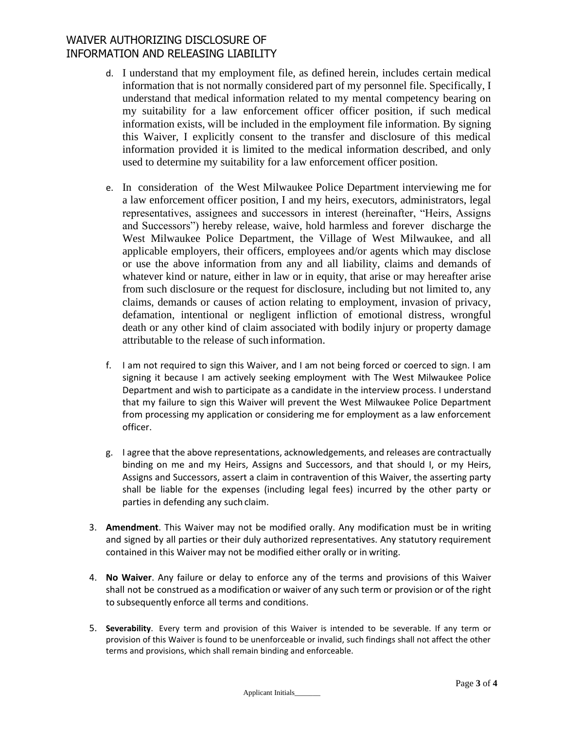d. I understand that my employment file, as defined herein, includes certain medical information that is not normally considered part of my personnel file. Specifically, I understand that medical information related to my mental competency bearing on my suitability for a law enforcement officer officer position, if such medical information exists, will be included in the employment file information. By signing this Waiver, I explicitly consent to the transfer and disclosure of this medical information provided it is limited to the medical information described, and only used to determine my suitability for a law enforcement officer position.

e. In consideration of the West Milwaukee Police Department interviewing me for a law enforcement officer position, I and my heirs, executors, administrators, legal representatives, assignees and successors in interest (hereinafter, "Heirs, Assigns and Successors") hereby release, waive, hold harmless and forever discharge the West Milwaukee Police Department, the Village of West Milwaukee, and all applicable employers, their officers, employees and/or agents which may disclose or use the above information from any and all liability, claims and demands of whatever kind or nature, either in law or in equity, that arise or may hereafter arise from such disclosure or the request for disclosure, including but not limited to, any claims, demands or causes of action relating to employment, invasion of privacy, defamation, intentional or negligent infliction of emotional distress, wrongful death or any other kind of claim associated with bodily injury or property damage attributable to the release of such information.

f. I am not required to sign this Waiver, and I am not being forced or coerced to sign. I am signing it because I am actively seeking employment with The West Milwaukee Police Department and wish to participate as a candidate in the interview process. I understand that my failure to sign this Waiver will prevent the West Milwaukee Police Department from processing my application or considering me for employment as a law enforcement officer.

g. I agree that the above representations, acknowledgements, and releases are contractually binding on me and my Heirs, Assigns and Successors, and that should I, or my Heirs, Assigns and Successors, assert a claim in contravention of this Waiver, the asserting party shall be liable for the expenses (including legal fees) incurred by the other party or parties in defending any such claim.

3. **Amendment**. This Waiver may not be modified orally. Any modification must be in writing and signed by all parties or their duly authorized representatives. Any statutory requirement contained in this Waiver may not be modified either orally or in writing.

4. **No Waiver**. Any failure or delay to enforce any of the terms and provisions of this Waiver shall not be construed as a modification or waiver of any such term or provision or of the right to subsequently enforce all terms and conditions.

5. **Severability**. Every term and provision of this Waiver is intended to be severable. If any term or provision of this Waiver is found to be unenforceable or invalid, such findings shall not affect the other terms and provisions, which shall remain binding and enforceable.

Applicant Initials_______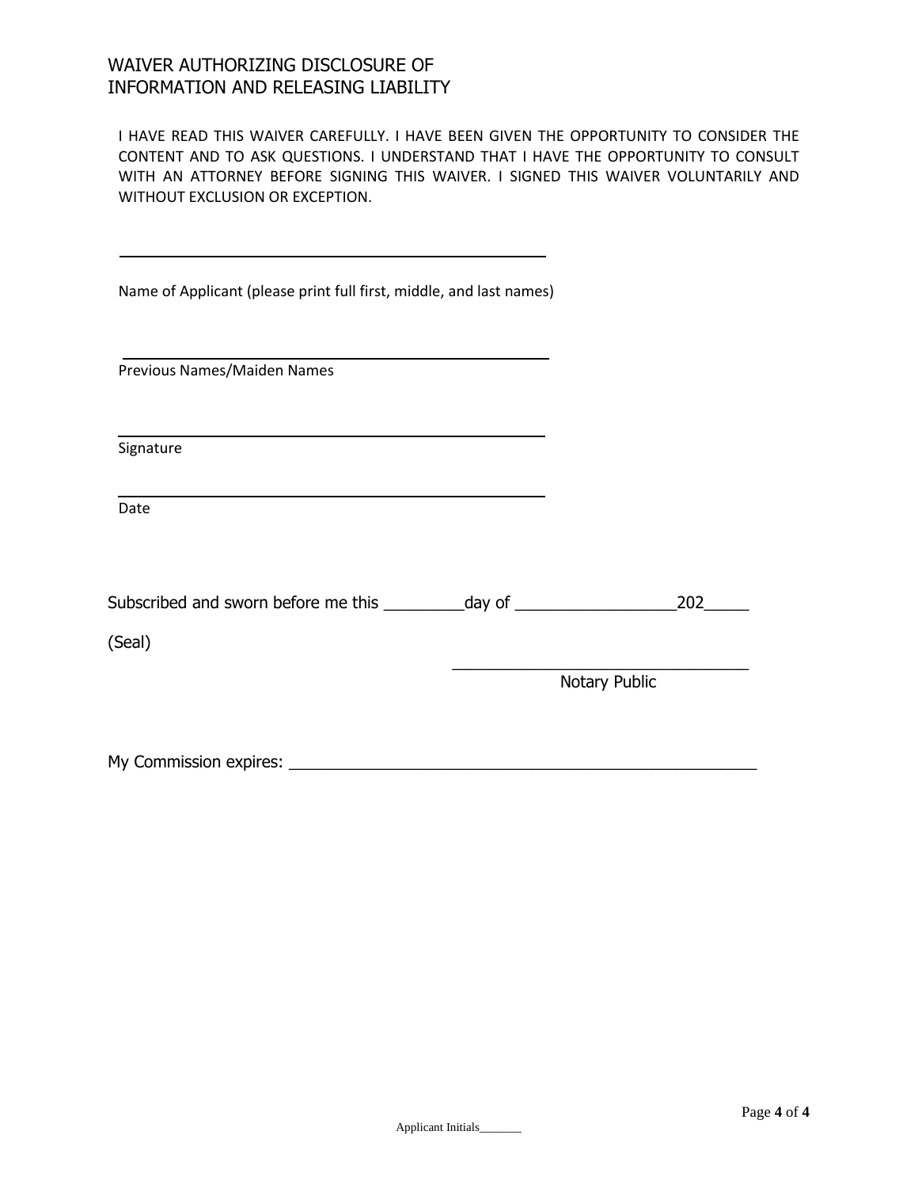# WAIVER AUTHORIZING DISCLOSURE OF INFORMATION AND RELEASING LIABILITY

I HAVE READ THIS WAIVER CAREFULLY. I HAVE BEEN GIVEN THE OPPORTUNITY TO CONSIDER THE CONTENT AND TO ASK QUESTIONS. I UNDERSTAND THAT I HAVE THE OPPORTUNITY TO CONSULT WITH AN ATTORNEY BEFORE SIGNING THIS WAIVER. I SIGNED THIS WAIVER VOLUNTARILY AND WITHOUT EXCLUSION OR EXCEPTION.

______________________________________________

Name of Applicant (please print full first, middle, and last names)

______________________________________________

Previous Names/Maiden Names

______________________________________________

Signature

______________________________________________

Date

Subscribed and sworn before me this _________day of __________________202_____

(Seal)

__________________________________

Notary Public

My Commission expires: ______________________________________________________

Applicant Initials_______